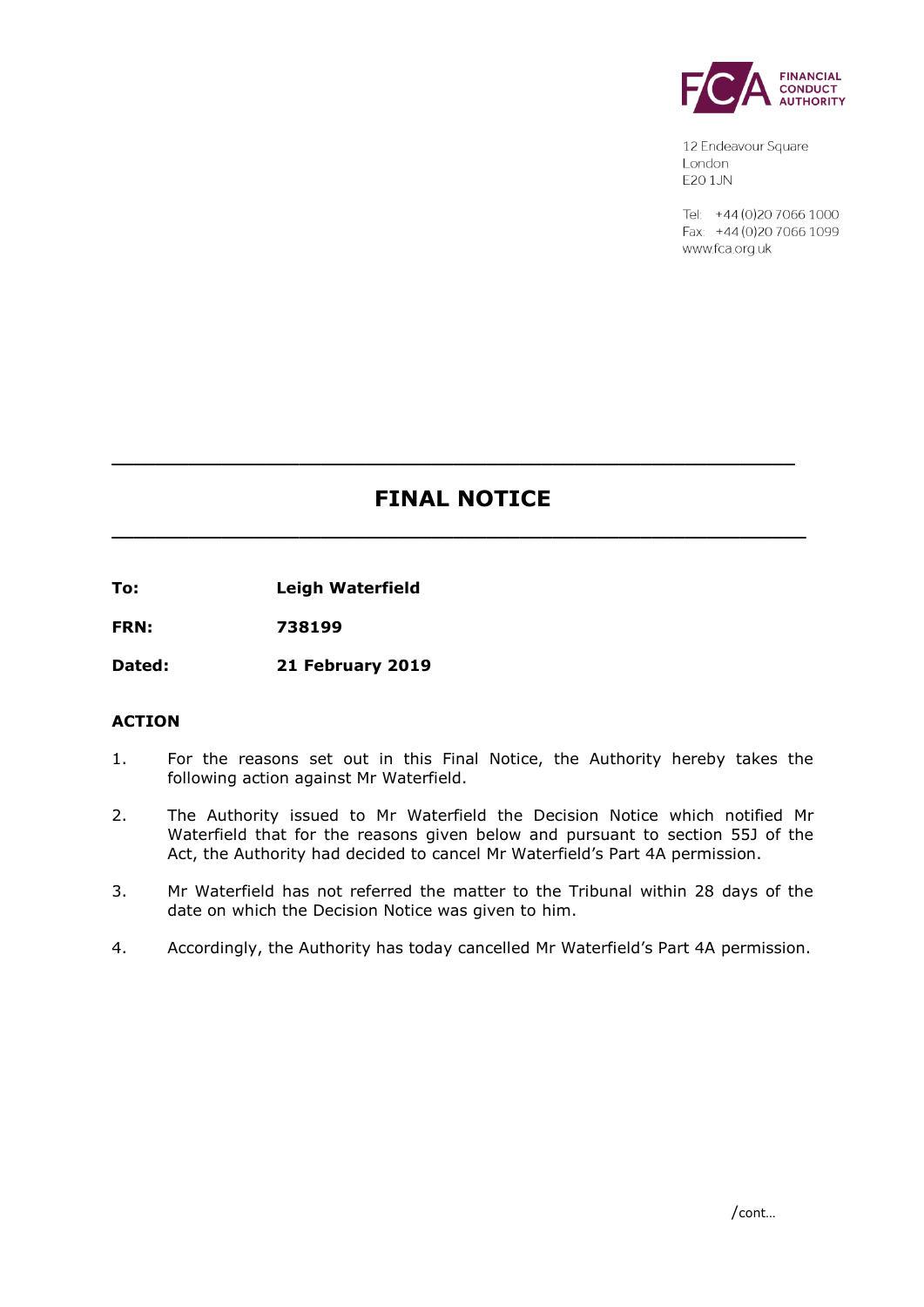FINANCIAL CONDUCT AUTHORITY

12 Endeavour Square
London
E20 1JN

Tel: +44 (0)20 7066 1000
Fax: +44 (0)20 7066 1099
www.fca.org.uk

# FINAL NOTICE

**To:** **Leigh Waterfield**

**FRN:** **738199**

**Dated:** **21 February 2019**

## ACTION

1. For the reasons set out in this Final Notice, the Authority hereby takes the following action against Mr Waterfield.

2. The Authority issued to Mr Waterfield the Decision Notice which notified Mr Waterfield that for the reasons given below and pursuant to section 55J of the Act, the Authority had decided to cancel Mr Waterfield's Part 4A permission.

3. Mr Waterfield has not referred the matter to the Tribunal within 28 days of the date on which the Decision Notice was given to him.

4. Accordingly, the Authority has today cancelled Mr Waterfield's Part 4A permission.

/cont...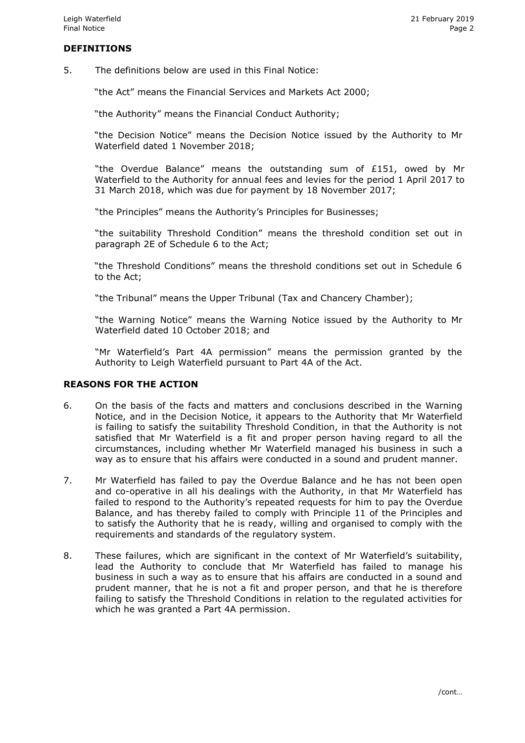## DEFINITIONS

5. The definitions below are used in this Final Notice:

   "the Act" means the Financial Services and Markets Act 2000;

   "the Authority" means the Financial Conduct Authority;

   "the Decision Notice" means the Decision Notice issued by the Authority to Mr Waterfield dated 1 November 2018;

   "the Overdue Balance" means the outstanding sum of £151, owed by Mr Waterfield to the Authority for annual fees and levies for the period 1 April 2017 to 31 March 2018, which was due for payment by 18 November 2017;

   "the Principles" means the Authority's Principles for Businesses;

   "the suitability Threshold Condition" means the threshold condition set out in paragraph 2E of Schedule 6 to the Act;

   "the Threshold Conditions" means the threshold conditions set out in Schedule 6 to the Act;

   "the Tribunal" means the Upper Tribunal (Tax and Chancery Chamber);

   "the Warning Notice" means the Warning Notice issued by the Authority to Mr Waterfield dated 10 October 2018; and

   "Mr Waterfield's Part 4A permission" means the permission granted by the Authority to Leigh Waterfield pursuant to Part 4A of the Act.

## REASONS FOR THE ACTION

6. On the basis of the facts and matters and conclusions described in the Warning Notice, and in the Decision Notice, it appears to the Authority that Mr Waterfield is failing to satisfy the suitability Threshold Condition, in that the Authority is not satisfied that Mr Waterfield is a fit and proper person having regard to all the circumstances, including whether Mr Waterfield managed his business in such a way as to ensure that his affairs were conducted in a sound and prudent manner.

7. Mr Waterfield has failed to pay the Overdue Balance and he has not been open and co-operative in all his dealings with the Authority, in that Mr Waterfield has failed to respond to the Authority's repeated requests for him to pay the Overdue Balance, and has thereby failed to comply with Principle 11 of the Principles and to satisfy the Authority that he is ready, willing and organised to comply with the requirements and standards of the regulatory system.

8. These failures, which are significant in the context of Mr Waterfield's suitability, lead the Authority to conclude that Mr Waterfield has failed to manage his business in such a way as to ensure that his affairs are conducted in a sound and prudent manner, that he is not a fit and proper person, and that he is therefore failing to satisfy the Threshold Conditions in relation to the regulated activities for which he was granted a Part 4A permission.

/cont…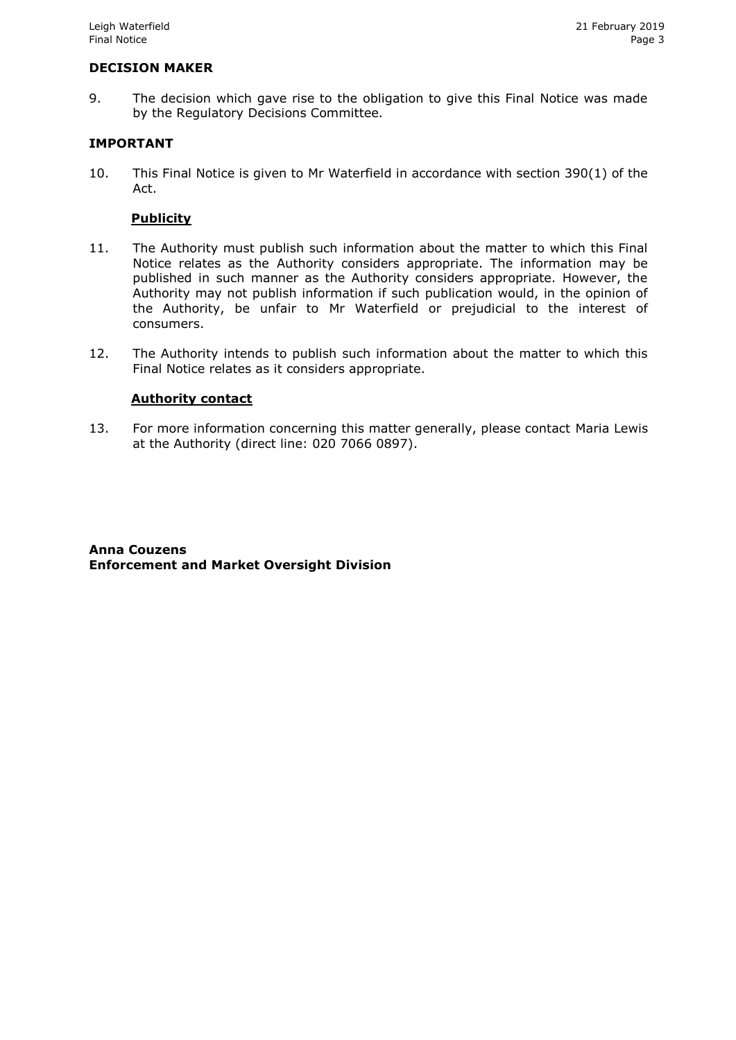## DECISION MAKER

9. The decision which gave rise to the obligation to give this Final Notice was made by the Regulatory Decisions Committee.

## IMPORTANT

10. This Final Notice is given to Mr Waterfield in accordance with section 390(1) of the Act.

### Publicity

11. The Authority must publish such information about the matter to which this Final Notice relates as the Authority considers appropriate. The information may be published in such manner as the Authority considers appropriate. However, the Authority may not publish information if such publication would, in the opinion of the Authority, be unfair to Mr Waterfield or prejudicial to the interest of consumers.

12. The Authority intends to publish such information about the matter to which this Final Notice relates as it considers appropriate.

### Authority contact

13. For more information concerning this matter generally, please contact Maria Lewis at the Authority (direct line: 020 7066 0897).

**Anna Couzens**
**Enforcement and Market Oversight Division**